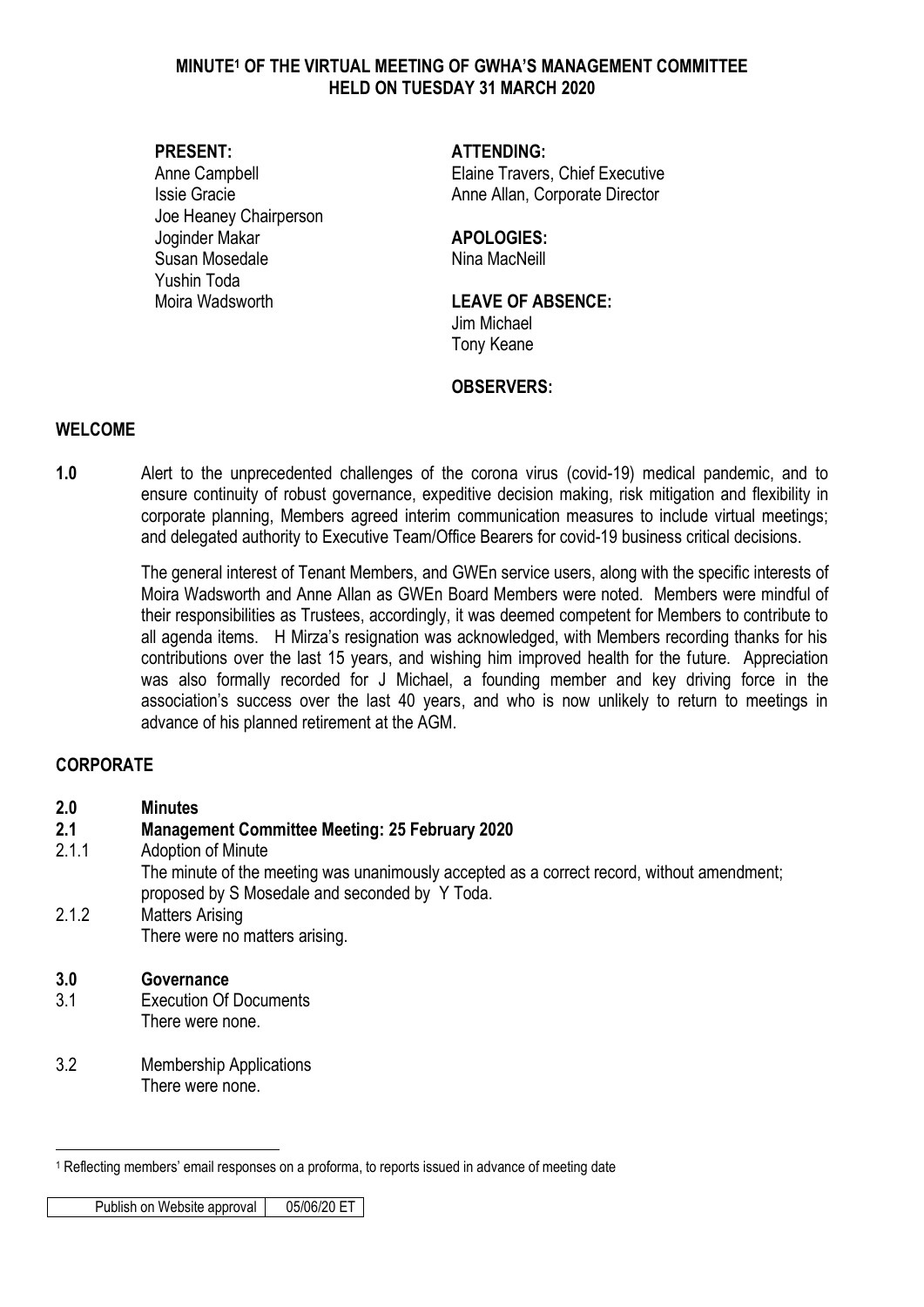# MINUTE[1] OF THE VIRTUAL MEETING OF GWHA'S MANAGEMENT COMMITTEE HELD ON TUESDAY 31 MARCH 2020

**PRESENT:**
Anne Campbell
Issie Gracie
Joe Heaney Chairperson
Joginder Makar
Susan Mosedale
Yushin Toda
Moira Wadsworth

**ATTENDING:**
Elaine Travers, Chief Executive
Anne Allan, Corporate Director

**APOLOGIES:**
Nina MacNeill

**LEAVE OF ABSENCE:**
Jim Michael
Tony Keane

**OBSERVERS:**

## WELCOME

**1.0** Alert to the unprecedented challenges of the corona virus (covid-19) medical pandemic, and to ensure continuity of robust governance, expeditive decision making, risk mitigation and flexibility in corporate planning, Members agreed interim communication measures to include virtual meetings; and delegated authority to Executive Team/Office Bearers for covid-19 business critical decisions.

The general interest of Tenant Members, and GWEn service users, along with the specific interests of Moira Wadsworth and Anne Allan as GWEn Board Members were noted. Members were mindful of their responsibilities as Trustees, accordingly, it was deemed competent for Members to contribute to all agenda items. H Mirza's resignation was acknowledged, with Members recording thanks for his contributions over the last 15 years, and wishing him improved health for the future. Appreciation was also formally recorded for J Michael, a founding member and key driving force in the association's success over the last 40 years, and who is now unlikely to return to meetings in advance of his planned retirement at the AGM.

## CORPORATE

**2.0 Minutes**

**2.1 Management Committee Meeting: 25 February 2020**

2.1.1 Adoption of Minute
The minute of the meeting was unanimously accepted as a correct record, without amendment; proposed by S Mosedale and seconded by Y Toda.

2.1.2 Matters Arising
There were no matters arising.

**3.0 Governance**

3.1 Execution Of Documents
There were none.

3.2 Membership Applications
There were none.

[1] Reflecting members' email responses on a proforma, to reports issued in advance of meeting date

| Publish on Website approval | 05/06/20 ET |
|---|---|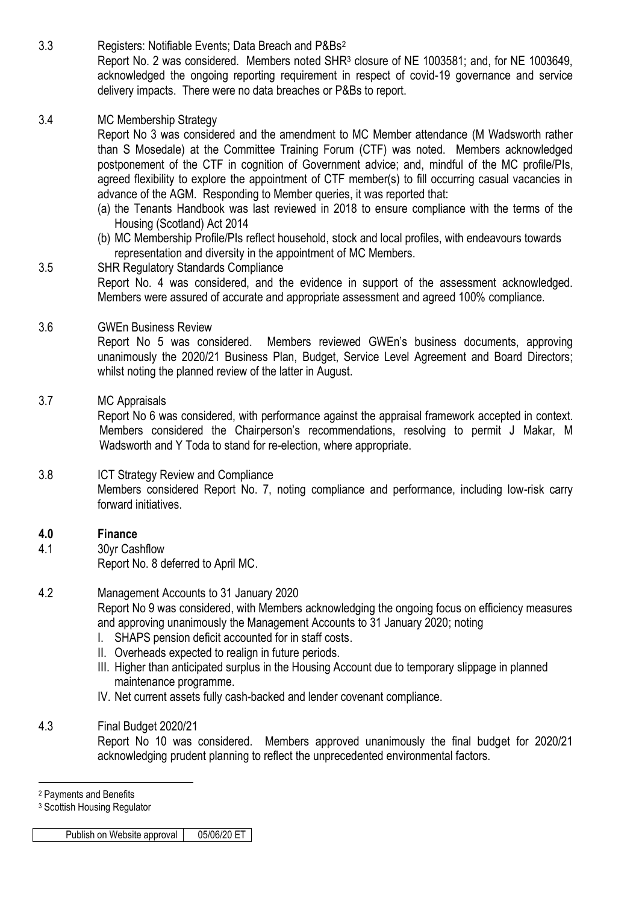3.3 Registers: Notifiable Events; Data Breach and P&Bs[2]

Report No. 2 was considered. Members noted SHR[3] closure of NE 1003581; and, for NE 1003649, acknowledged the ongoing reporting requirement in respect of covid-19 governance and service delivery impacts. There were no data breaches or P&Bs to report.

3.4 MC Membership Strategy

Report No 3 was considered and the amendment to MC Member attendance (M Wadsworth rather than S Mosedale) at the Committee Training Forum (CTF) was noted. Members acknowledged postponement of the CTF in cognition of Government advice; and, mindful of the MC profile/PIs, agreed flexibility to explore the appointment of CTF member(s) to fill occurring casual vacancies in advance of the AGM. Responding to Member queries, it was reported that:

(a) the Tenants Handbook was last reviewed in 2018 to ensure compliance with the terms of the Housing (Scotland) Act 2014
(b) MC Membership Profile/PIs reflect household, stock and local profiles, with endeavours towards representation and diversity in the appointment of MC Members.

3.5 SHR Regulatory Standards Compliance

Report No. 4 was considered, and the evidence in support of the assessment acknowledged. Members were assured of accurate and appropriate assessment and agreed 100% compliance.

3.6 GWEn Business Review

Report No 5 was considered. Members reviewed GWEn's business documents, approving unanimously the 2020/21 Business Plan, Budget, Service Level Agreement and Board Directors; whilst noting the planned review of the latter in August.

3.7 MC Appraisals

Report No 6 was considered, with performance against the appraisal framework accepted in context. Members considered the Chairperson's recommendations, resolving to permit J Makar, M Wadsworth and Y Toda to stand for re-election, where appropriate.

3.8 ICT Strategy Review and Compliance

Members considered Report No. 7, noting compliance and performance, including low-risk carry forward initiatives.

## 4.0 Finance

4.1 30yr Cashflow

Report No. 8 deferred to April MC.

4.2 Management Accounts to 31 January 2020

Report No 9 was considered, with Members acknowledging the ongoing focus on efficiency measures and approving unanimously the Management Accounts to 31 January 2020; noting

I. SHAPS pension deficit accounted for in staff costs.
II. Overheads expected to realign in future periods.
III. Higher than anticipated surplus in the Housing Account due to temporary slippage in planned maintenance programme.
IV. Net current assets fully cash-backed and lender covenant compliance.

4.3 Final Budget 2020/21

Report No 10 was considered. Members approved unanimously the final budget for 2020/21 acknowledging prudent planning to reflect the unprecedented environmental factors.

---

[2] Payments and Benefits

[3] Scottish Housing Regulator

| Publish on Website approval | 05/06/20 ET |
|---|---|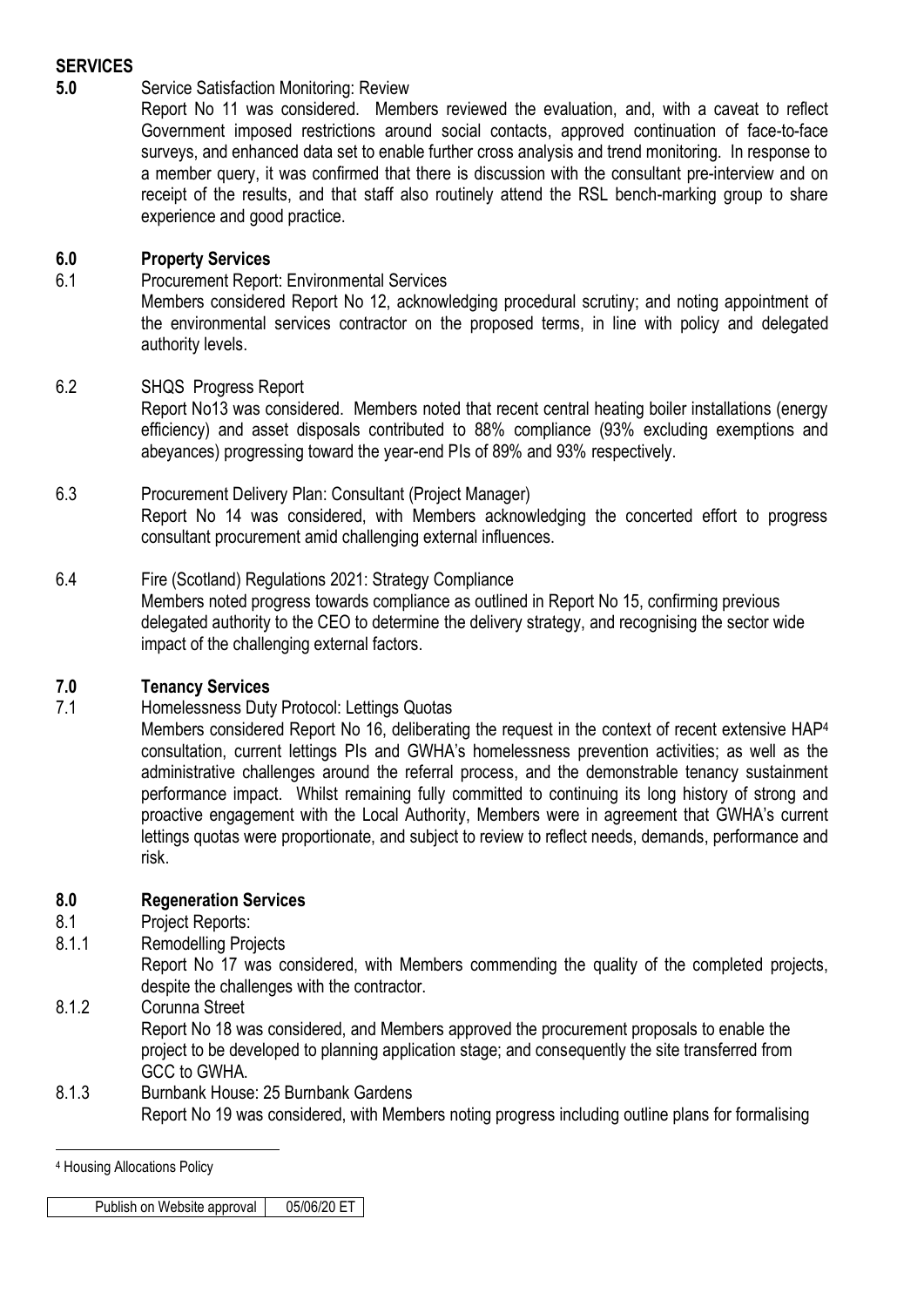## SERVICES

**5.0** Service Satisfaction Monitoring: Review

Report No 11 was considered. Members reviewed the evaluation, and, with a caveat to reflect Government imposed restrictions around social contacts, approved continuation of face-to-face surveys, and enhanced data set to enable further cross analysis and trend monitoring. In response to a member query, it was confirmed that there is discussion with the consultant pre-interview and on receipt of the results, and that staff also routinely attend the RSL bench-marking group to share experience and good practice.

### 6.0 Property Services

6.1 Procurement Report: Environmental Services

Members considered Report No 12, acknowledging procedural scrutiny; and noting appointment of the environmental services contractor on the proposed terms, in line with policy and delegated authority levels.

6.2 SHQS Progress Report

Report No13 was considered. Members noted that recent central heating boiler installations (energy efficiency) and asset disposals contributed to 88% compliance (93% excluding exemptions and abeyances) progressing toward the year-end PIs of 89% and 93% respectively.

6.3 Procurement Delivery Plan: Consultant (Project Manager)

Report No 14 was considered, with Members acknowledging the concerted effort to progress consultant procurement amid challenging external influences.

6.4 Fire (Scotland) Regulations 2021: Strategy Compliance

Members noted progress towards compliance as outlined in Report No 15, confirming previous delegated authority to the CEO to determine the delivery strategy, and recognising the sector wide impact of the challenging external factors.

### 7.0 Tenancy Services

7.1 Homelessness Duty Protocol: Lettings Quotas

Members considered Report No 16, deliberating the request in the context of recent extensive HAP[4] consultation, current lettings PIs and GWHA's homelessness prevention activities; as well as the administrative challenges around the referral process, and the demonstrable tenancy sustainment performance impact. Whilst remaining fully committed to continuing its long history of strong and proactive engagement with the Local Authority, Members were in agreement that GWHA's current lettings quotas were proportionate, and subject to review to reflect needs, demands, performance and risk.

### 8.0 Regeneration Services

8.1 Project Reports:

8.1.1 Remodelling Projects

Report No 17 was considered, with Members commending the quality of the completed projects, despite the challenges with the contractor.

8.1.2 Corunna Street

Report No 18 was considered, and Members approved the procurement proposals to enable the project to be developed to planning application stage; and consequently the site transferred from GCC to GWHA.

8.1.3 Burnbank House: 25 Burnbank Gardens

Report No 19 was considered, with Members noting progress including outline plans for formalising

---

[4] Housing Allocations Policy

| Publish on Website approval | 05/06/20 ET |
|---|---|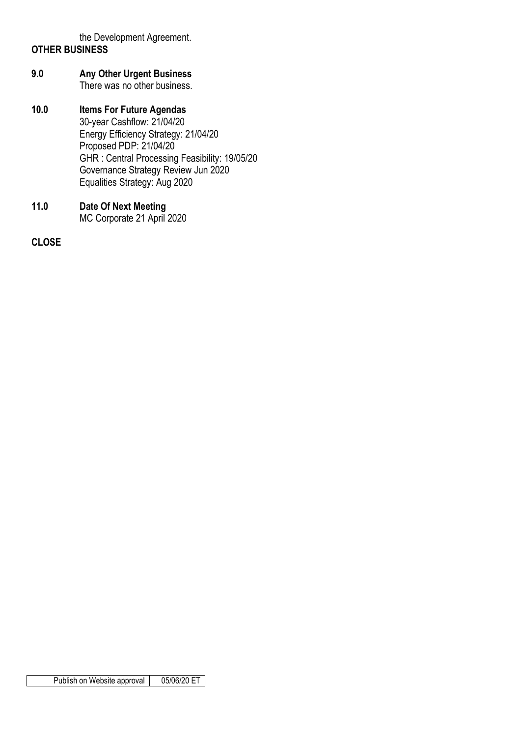the Development Agreement.

**OTHER BUSINESS**

**9.0 Any Other Urgent Business**

There was no other business.

**10.0 Items For Future Agendas**

30-year Cashflow: 21/04/20
Energy Efficiency Strategy: 21/04/20
Proposed PDP: 21/04/20
GHR : Central Processing Feasibility: 19/05/20
Governance Strategy Review Jun 2020
Equalities Strategy: Aug 2020

**11.0 Date Of Next Meeting**

MC Corporate 21 April 2020

**CLOSE**

| | | |
|---|---|---|
| | Publish on Website approval | 05/06/20 ET |